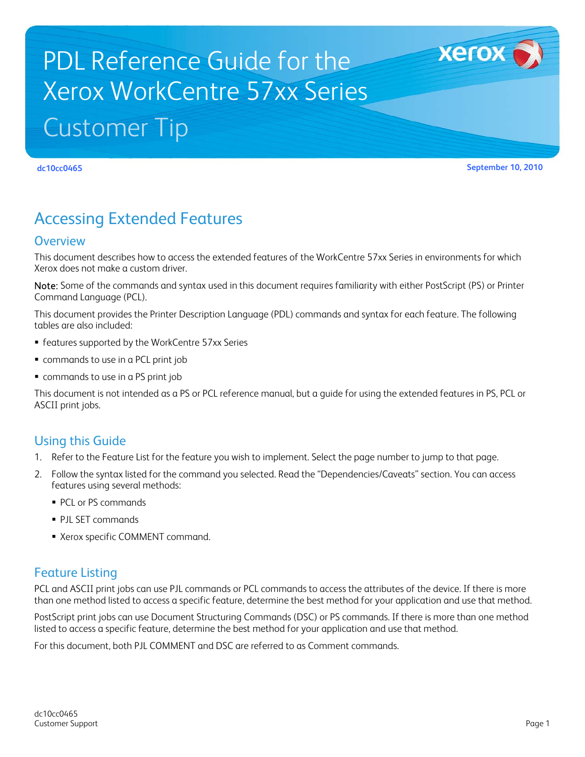# PDL Reference Guide for the Xerox WorkCentre 57xx Series

## Customer Tip

**dc10cc0465** **September 10, 2010**

# Accessing Extended Features

## Overview

This document describes how to access the extended features of the WorkCentre 57xx Series in environments for which Xerox does not make a custom driver.

Note: Some of the commands and syntax used in this document requires familiarity with either PostScript (PS) or Printer Command Language (PCL).

This document provides the Printer Description Language (PDL) commands and syntax for each feature. The following tables are also included:

- features supported by the WorkCentre 57xx Series
- commands to use in a PCL print job
- commands to use in a PS print job

This document is not intended as a PS or PCL reference manual, but a guide for using the extended features in PS, PCL or ASCII print jobs.

## Using this Guide

1. Refer to the Feature List for the feature you wish to implement. Select the page number to jump to that page.
2. Follow the syntax listed for the command you selected. Read the "Dependencies/Caveats" section. You can access features using several methods:
   - PCL or PS commands
   - PJL SET commands
   - Xerox specific COMMENT command.

## Feature Listing

PCL and ASCII print jobs can use PJL commands or PCL commands to access the attributes of the device. If there is more than one method listed to access a specific feature, determine the best method for your application and use that method.

PostScript print jobs can use Document Structuring Commands (DSC) or PS commands. If there is more than one method listed to access a specific feature, determine the best method for your application and use that method.

For this document, both PJL COMMENT and DSC are referred to as Comment commands.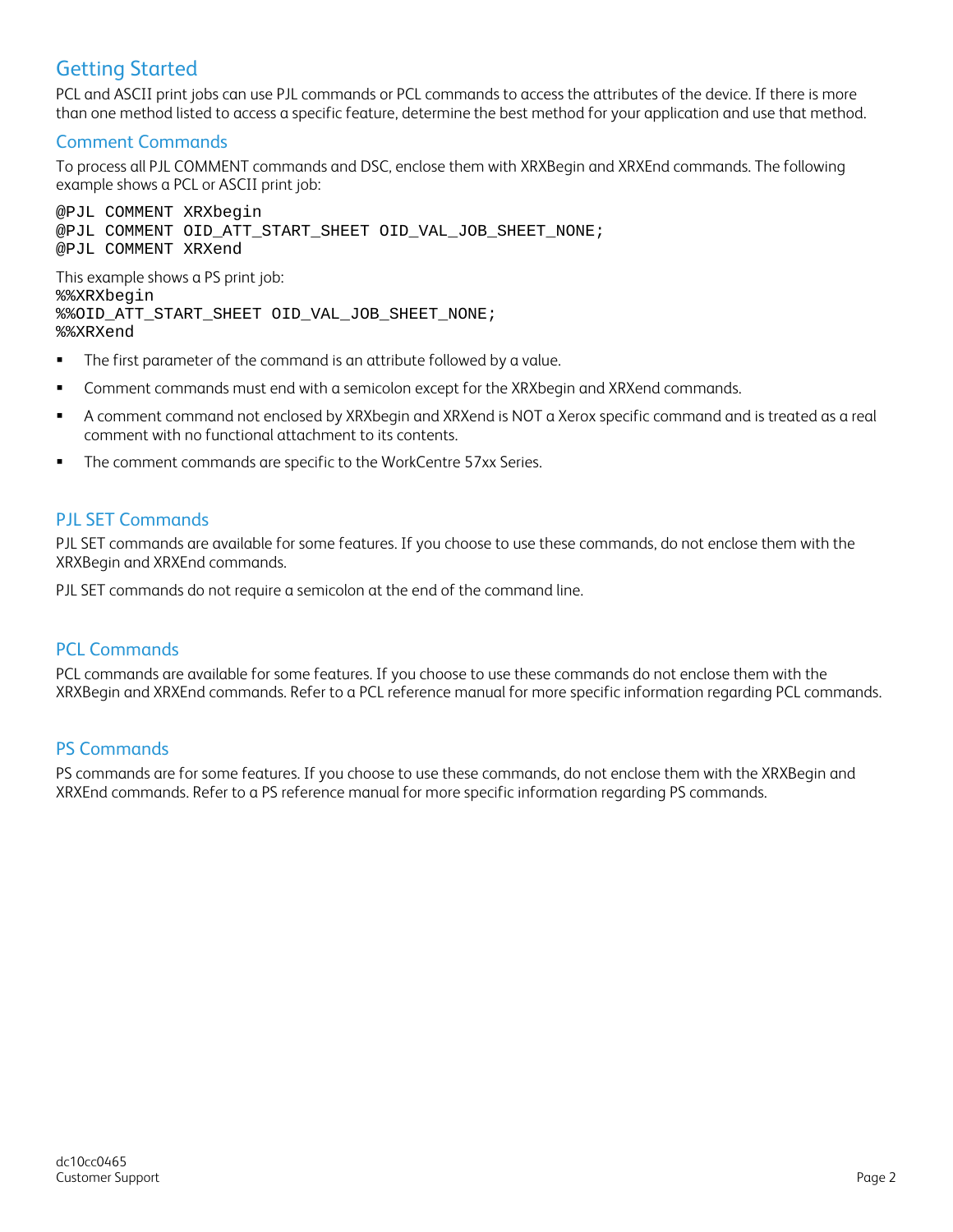## Getting Started

PCL and ASCII print jobs can use PJL commands or PCL commands to access the attributes of the device. If there is more than one method listed to access a specific feature, determine the best method for your application and use that method.

### Comment Commands

To process all PJL COMMENT commands and DSC, enclose them with XRXBegin and XRXEnd commands. The following example shows a PCL or ASCII print job:

```
@PJL COMMENT XRXbegin
@PJL COMMENT OID_ATT_START_SHEET OID_VAL_JOB_SHEET_NONE;
@PJL COMMENT XRXend
```

This example shows a PS print job:

```
%%XRXbegin
%%OID_ATT_START_SHEET OID_VAL_JOB_SHEET_NONE;
%%XRXend
```

- The first parameter of the command is an attribute followed by a value.
- Comment commands must end with a semicolon except for the XRXbegin and XRXend commands.
- A comment command not enclosed by XRXbegin and XRXend is NOT a Xerox specific command and is treated as a real comment with no functional attachment to its contents.
- The comment commands are specific to the WorkCentre 57xx Series.

### PJL SET Commands

PJL SET commands are available for some features. If you choose to use these commands, do not enclose them with the XRXBegin and XRXEnd commands.

PJL SET commands do not require a semicolon at the end of the command line.

### PCL Commands

PCL commands are available for some features. If you choose to use these commands do not enclose them with the XRXBegin and XRXEnd commands. Refer to a PCL reference manual for more specific information regarding PCL commands.

### PS Commands

PS commands are for some features. If you choose to use these commands, do not enclose them with the XRXBegin and XRXEnd commands. Refer to a PS reference manual for more specific information regarding PS commands.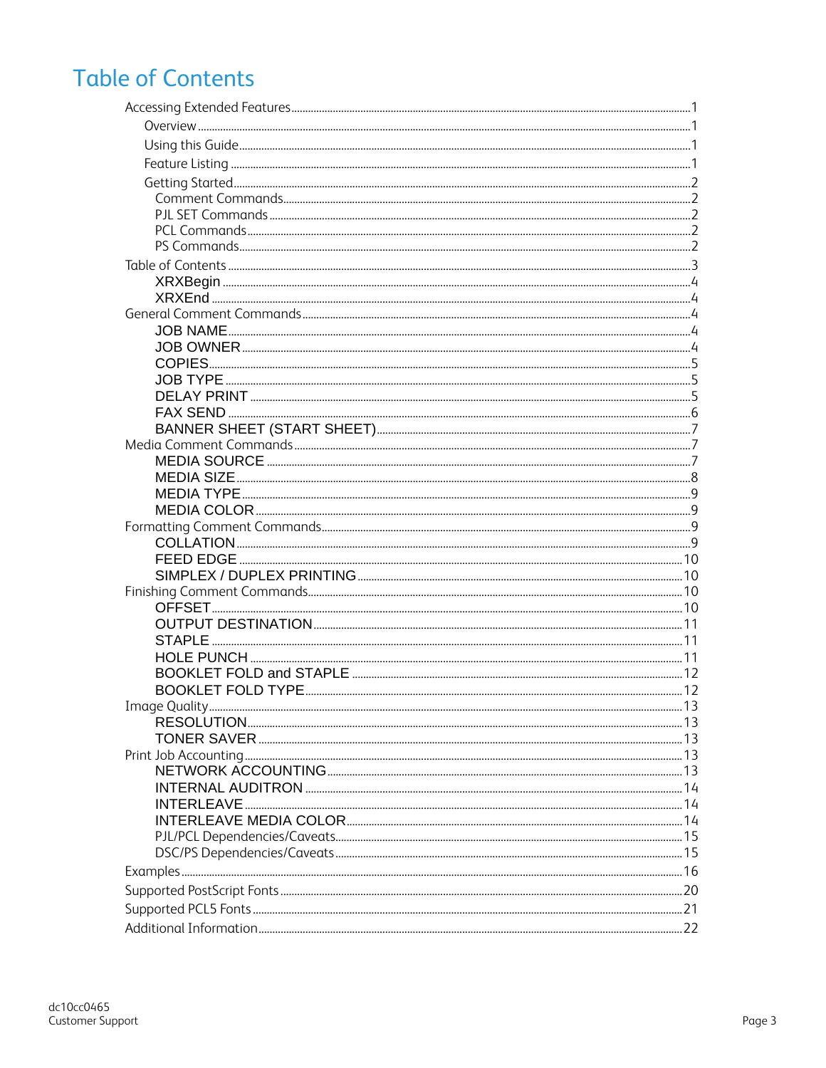# Table of Contents

- Accessing Extended Features ... 1
  - Overview ... 1
  - Using this Guide ... 1
  - Feature Listing ... 1
  - Getting Started ... 2
    - Comment Commands ... 2
    - PJL SET Commands ... 2
    - PCL Commands ... 2
    - PS Commands ... 2
- Table of Contents ... 3
  - XRXBegin ... 4
  - XRXEnd ... 4
- General Comment Commands ... 4
  - JOB NAME ... 4
  - JOB OWNER ... 4
  - COPIES ... 5
  - JOB TYPE ... 5
  - DELAY PRINT ... 5
  - FAX SEND ... 6
  - BANNER SHEET (START SHEET) ... 7
- Media Comment Commands ... 7
  - MEDIA SOURCE ... 7
  - MEDIA SIZE ... 8
  - MEDIA TYPE ... 9
  - MEDIA COLOR ... 9
- Formatting Comment Commands ... 9
  - COLLATION ... 9
  - FEED EDGE ... 10
  - SIMPLEX / DUPLEX PRINTING ... 10
- Finishing Comment Commands ... 10
  - OFFSET ... 10
  - OUTPUT DESTINATION ... 11
  - STAPLE ... 11
  - HOLE PUNCH ... 11
  - BOOKLET FOLD and STAPLE ... 12
  - BOOKLET FOLD TYPE ... 12
- Image Quality ... 13
  - RESOLUTION ... 13
  - TONER SAVER ... 13
- Print Job Accounting ... 13
  - NETWORK ACCOUNTING ... 13
  - INTERNAL AUDITRON ... 14
  - INTERLEAVE ... 14
  - INTERLEAVE MEDIA COLOR ... 14
  - PJL/PCL Dependencies/Caveats ... 15
  - DSC/PS Dependencies/Caveats ... 15
- Examples ... 16
- Supported PostScript Fonts ... 20
- Supported PCL5 Fonts ... 21
- Additional Information ... 22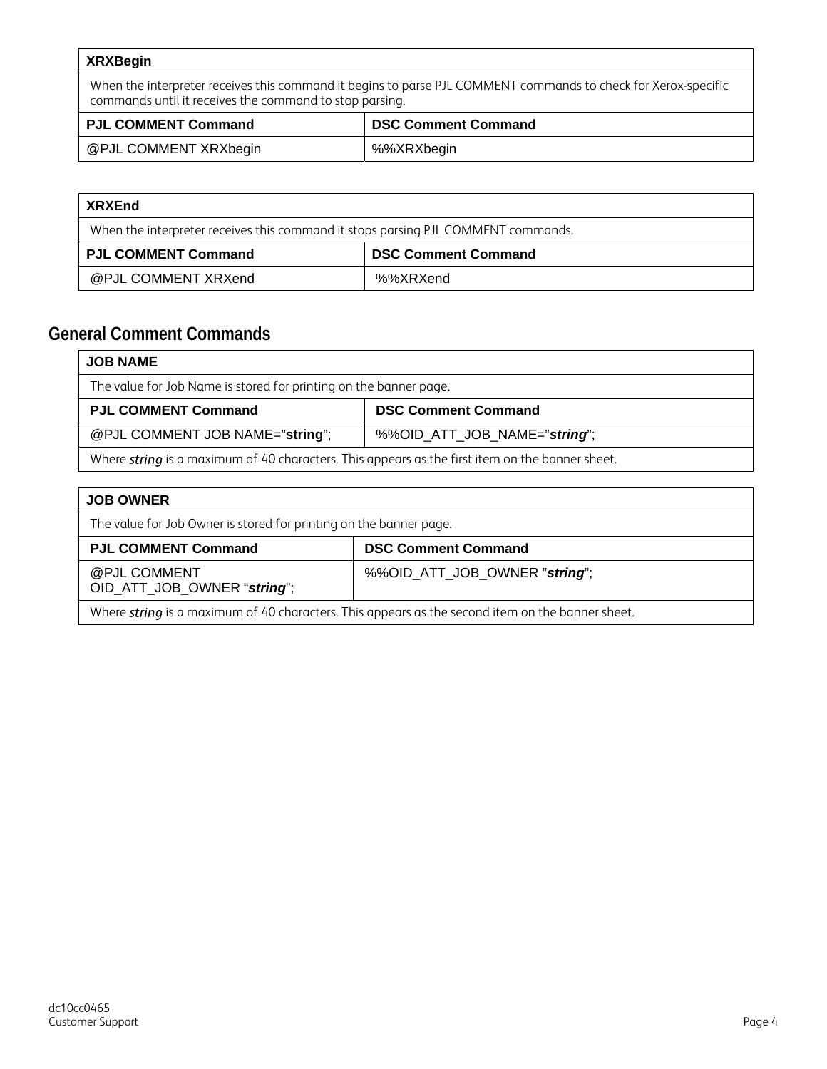| XRXBegin | |
|---|---|
| When the interpreter receives this command it begins to parse PJL COMMENT commands to check for Xerox-specific commands until it receives the command to stop parsing. | |
| **PJL COMMENT Command** | **DSC Comment Command** |
| @PJL COMMENT XRXbegin | %%XRXbegin |

| XRXEnd | |
|---|---|
| When the interpreter receives this command it stops parsing PJL COMMENT commands. | |
| **PJL COMMENT Command** | **DSC Comment Command** |
| @PJL COMMENT XRXend | %%XRXend |

## General Comment Commands

| JOB NAME | |
|---|---|
| The value for Job Name is stored for printing on the banner page. | |
| **PJL COMMENT Command** | **DSC Comment Command** |
| @PJL COMMENT JOB NAME="**string**"; | %%OID_ATT_JOB_NAME="***string***"; |
| Where ***string*** is a maximum of 40 characters. This appears as the first item on the banner sheet. | |

| JOB OWNER | |
|---|---|
| The value for Job Owner is stored for printing on the banner page. | |
| **PJL COMMENT Command** | **DSC Comment Command** |
| @PJL COMMENT OID_ATT_JOB_OWNER "***string***"; | %%OID_ATT_JOB_OWNER "***string***"; |
| Where ***string*** is a maximum of 40 characters. This appears as the second item on the banner sheet. | |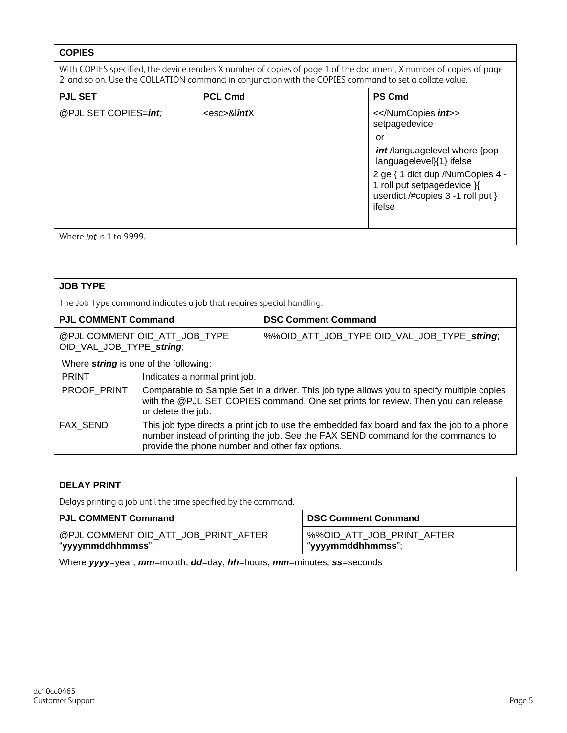| COPIES | | |
|---|---|---|
| With COPIES specified, the device renders X number of copies of page 1 of the document, X number of copies of page 2, and so on. Use the COLLATION command in conjunction with the COPIES command to set a collate value. | | |
| **PJL SET** | **PCL Cmd** | **PS Cmd** |
| @PJL SET COPIES=***int***; | <esc>&l***int***X | <</NumCopies ***int***>> setpagedevice<br>or<br>***int*** /languagelevel where {pop languagelevel}{1} ifelse<br>2 ge { 1 dict dup /NumCopies 4 -1 roll put setpagedevice }{ userdict /#copies 3 -1 roll put } ifelse |
| Where *int* is 1 to 9999. | | |

| JOB TYPE | |
|---|---|
| The Job Type command indicates a job that requires special handling. | |
| **PJL COMMENT Command** | **DSC Comment Command** |
| @PJL COMMENT OID_ATT_JOB_TYPE OID_VAL_JOB_TYPE_***string***; | %%OID_ATT_JOB_TYPE OID_VAL_JOB_TYPE_***string***; |

Where ***string*** is one of the following:

| | |
|---|---|
| PRINT | Indicates a normal print job. |
| PROOF_PRINT | Comparable to Sample Set in a driver. This job type allows you to specify multiple copies with the @PJL SET COPIES command. One set prints for review. Then you can release or delete the job. |
| FAX_SEND | This job type directs a print job to use the embedded fax board and fax the job to a phone number instead of printing the job. See the FAX SEND command for the commands to provide the phone number and other fax options. |

| DELAY PRINT | |
|---|---|
| Delays printing a job until the time specified by the command. | |
| **PJL COMMENT Command** | **DSC Comment Command** |
| @PJL COMMENT OID_ATT_JOB_PRINT_AFTER "**yyyymmddhhmmss**"; | %%OID_ATT_JOB_PRINT_AFTER "**yyyymmddhhmmss**"; |
| Where ***yyyy***=year, ***mm***=month, ***dd***=day, ***hh***=hours, ***mm***=minutes, ***ss***=seconds | |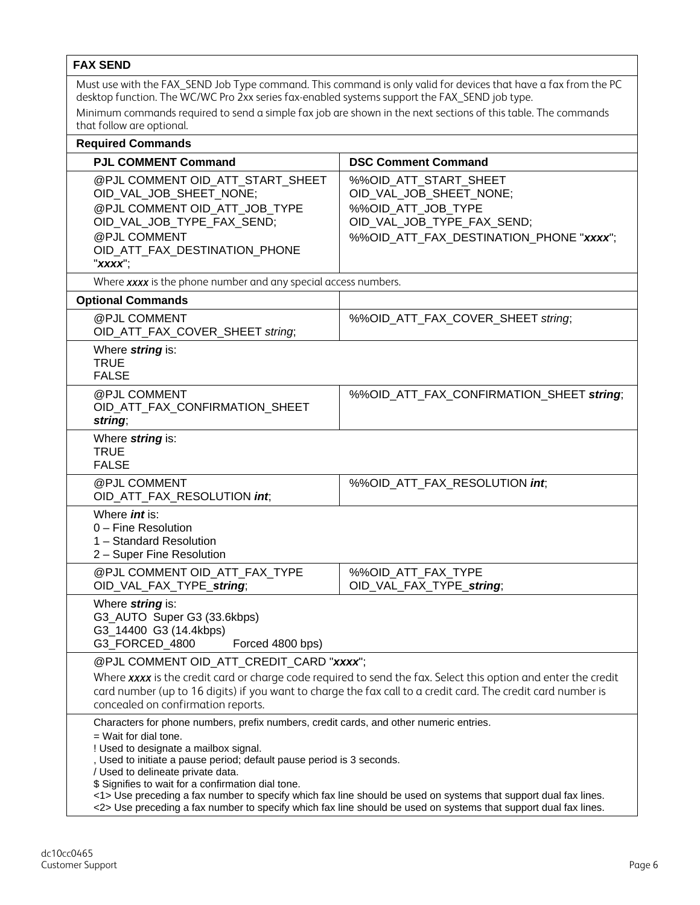| FAX SEND | |
|---|---|
| Must use with the FAX_SEND Job Type command. This command is only valid for devices that have a fax from the PC desktop function. The WC/WC Pro 2xx series fax-enabled systems support the FAX_SEND job type.<br>Minimum commands required to send a simple fax job are shown in the next sections of this table. The commands that follow are optional. | |
| **Required Commands** | |
| **PJL COMMENT Command** | **DSC Comment Command** |
| @PJL COMMENT OID_ATT_START_SHEET OID_VAL_JOB_SHEET_NONE;<br>@PJL COMMENT OID_ATT_JOB_TYPE OID_VAL_JOB_TYPE_FAX_SEND;<br>@PJL COMMENT OID_ATT_FAX_DESTINATION_PHONE "***xxxx***"; | %%OID_ATT_START_SHEET OID_VAL_JOB_SHEET_NONE;<br>%%OID_ATT_JOB_TYPE OID_VAL_JOB_TYPE_FAX_SEND;<br>%%OID_ATT_FAX_DESTINATION_PHONE "***xxxx***"; |
| Where ***xxxx*** is the phone number and any special access numbers. | |
| **Optional Commands** | |
| @PJL COMMENT OID_ATT_FAX_COVER_SHEET *string*; | %%OID_ATT_FAX_COVER_SHEET *string*; |
| Where ***string*** is:<br>TRUE<br>FALSE | |
| @PJL COMMENT OID_ATT_FAX_CONFIRMATION_SHEET ***string***; | %%OID_ATT_FAX_CONFIRMATION_SHEET ***string***; |
| Where ***string*** is:<br>TRUE<br>FALSE | |
| @PJL COMMENT OID_ATT_FAX_RESOLUTION ***int***; | %%OID_ATT_FAX_RESOLUTION ***int***; |
| Where ***int*** is:<br>0 – Fine Resolution<br>1 – Standard Resolution<br>2 – Super Fine Resolution | |
| @PJL COMMENT OID_ATT_FAX_TYPE OID_VAL_FAX_TYPE_***string***; | %%OID_ATT_FAX_TYPE OID_VAL_FAX_TYPE_***string***; |
| Where ***string*** is:<br>G3_AUTO Super G3 (33.6kbps)<br>G3_14400 G3 (14.4kbps)<br>G3_FORCED_4800 Forced 4800 bps) | |
| @PJL COMMENT OID_ATT_CREDIT_CARD "***xxxx***";<br>Where ***xxxx*** is the credit card or charge code required to send the fax. Select this option and enter the credit card number (up to 16 digits) if you want to charge the fax call to a credit card. The credit card number is concealed on confirmation reports. | |
| Characters for phone numbers, prefix numbers, credit cards, and other numeric entries.<br>= Wait for dial tone.<br>! Used to designate a mailbox signal.<br>, Used to initiate a pause period; default pause period is 3 seconds.<br>/ Used to delineate private data.<br>$ Signifies to wait for a confirmation dial tone.<br><1> Use preceding a fax number to specify which fax line should be used on systems that support dual fax lines.<br><2> Use preceding a fax number to specify which fax line should be used on systems that support dual fax lines. | |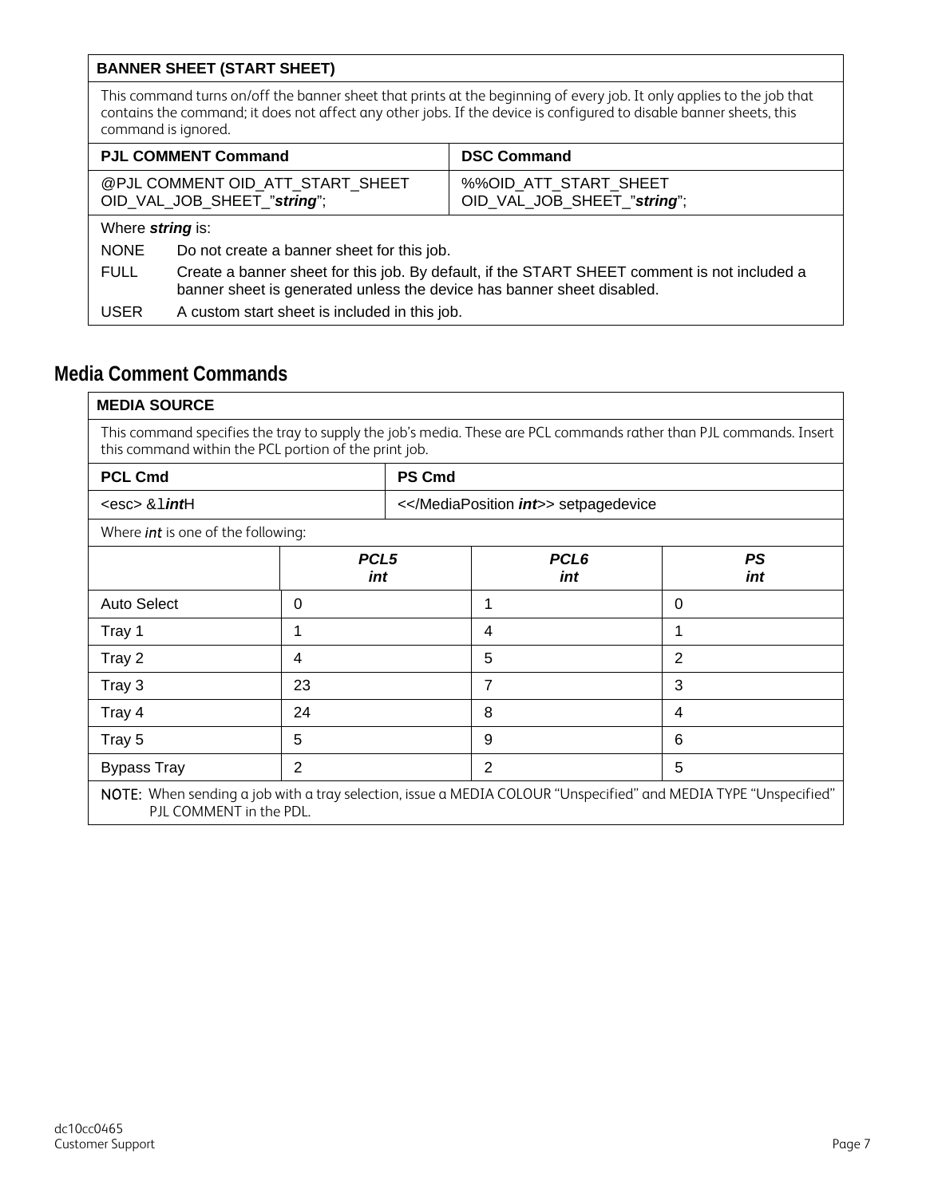| **BANNER SHEET (START SHEET)** | |
|---|---|
| This command turns on/off the banner sheet that prints at the beginning of every job. It only applies to the job that contains the command; it does not affect any other jobs. If the device is configured to disable banner sheets, this command is ignored. | |
| **PJL COMMENT Command** | **DSC Command** |
| @PJL COMMENT OID_ATT_START_SHEET OID_VAL_JOB_SHEET_"***string***"; | %%OID_ATT_START_SHEET OID_VAL_JOB_SHEET_"***string***"; |
| Where ***string*** is: | |
| NONE | Do not create a banner sheet for this job. |
| FULL | Create a banner sheet for this job. By default, if the START SHEET comment is not included a banner sheet is generated unless the device has banner sheet disabled. |
| USER | A custom start sheet is included in this job. |

## Media Comment Commands

| **MEDIA SOURCE** | | | |
|---|---|---|---|
| This command specifies the tray to supply the job's media. These are PCL commands rather than PJL commands. Insert this command within the PCL portion of the print job. | | | |
| **PCL Cmd** | | **PS Cmd** | |
| <esc> &l***int***H | | <</MediaPosition ***int***>> setpagedevice | |
| Where ***int*** is one of the following: | | | |
| | ***PCL5 int*** | ***PCL6 int*** | ***PS int*** |
| Auto Select | 0 | 1 | 0 |
| Tray 1 | 1 | 4 | 1 |
| Tray 2 | 4 | 5 | 2 |
| Tray 3 | 23 | 7 | 3 |
| Tray 4 | 24 | 8 | 4 |
| Tray 5 | 5 | 9 | 6 |
| Bypass Tray | 2 | 2 | 5 |
| **NOTE:** When sending a job with a tray selection, issue a MEDIA COLOUR "Unspecified" and MEDIA TYPE "Unspecified" PJL COMMENT in the PDL. | | | |

dc10cc0465
Customer Support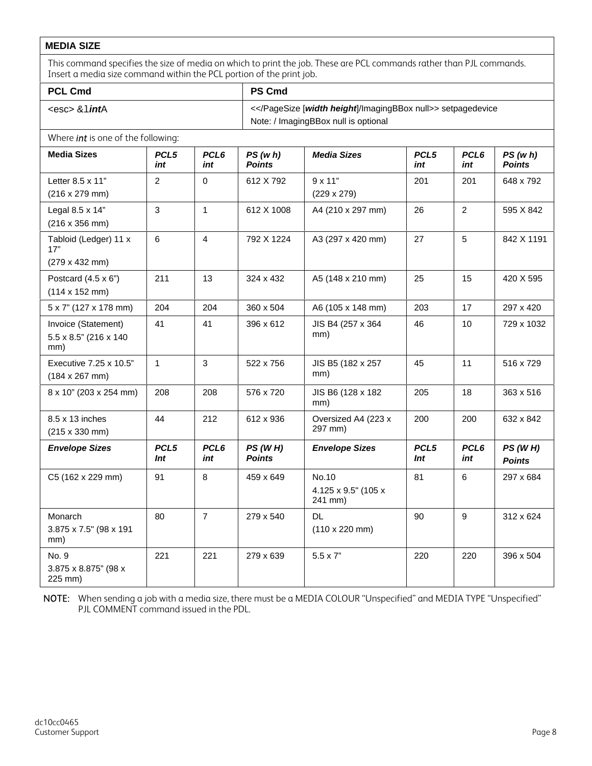## MEDIA SIZE

This command specifies the size of media on which to print the job. These are PCL commands rather than PJL commands. Insert a media size command within the PCL portion of the print job.

| PCL Cmd | PS Cmd |
|---|---|
| <esc> &l***int***A | <</PageSize [***width height***]/ImagingBBox null>> setpagedevice<br>Note: / ImagingBBox null is optional |

Where *int* is one of the following:

| ***Media Sizes*** | ***PCL5 int*** | ***PCL6 int*** | ***PS (w h) Points*** | ***Media Sizes*** | ***PCL5 int*** | ***PCL6 int*** | ***PS (w h) Points*** |
|---|---|---|---|---|---|---|---|
| Letter 8.5 x 11" (216 x 279 mm) | 2 | 0 | 612 X 792 | 9 x 11" (229 x 279) | 201 | 201 | 648 x 792 |
| Legal 8.5 x 14" (216 x 356 mm) | 3 | 1 | 612 X 1008 | A4 (210 x 297 mm) | 26 | 2 | 595 X 842 |
| Tabloid (Ledger) 11 x 17" (279 x 432 mm) | 6 | 4 | 792 X 1224 | A3 (297 x 420 mm) | 27 | 5 | 842 X 1191 |
| Postcard (4.5 x 6") (114 x 152 mm) | 211 | 13 | 324 x 432 | A5 (148 x 210 mm) | 25 | 15 | 420 X 595 |
| 5 x 7" (127 x 178 mm) | 204 | 204 | 360 x 504 | A6 (105 x 148 mm) | 203 | 17 | 297 x 420 |
| Invoice (Statement) 5.5 x 8.5" (216 x 140 mm) | 41 | 41 | 396 x 612 | JIS B4 (257 x 364 mm) | 46 | 10 | 729 x 1032 |
| Executive 7.25 x 10.5" (184 x 267 mm) | 1 | 3 | 522 x 756 | JIS B5 (182 x 257 mm) | 45 | 11 | 516 x 729 |
| 8 x 10" (203 x 254 mm) | 208 | 208 | 576 x 720 | JIS B6 (128 x 182 mm) | 205 | 18 | 363 x 516 |
| 8.5 x 13 inches (215 x 330 mm) | 44 | 212 | 612 x 936 | Oversized A4 (223 x 297 mm) | 200 | 200 | 632 x 842 |
| ***Envelope Sizes*** | ***PCL5 Int*** | ***PCL6 int*** | ***PS (W H) Points*** | ***Envelope Sizes*** | ***PCL5 Int*** | ***PCL6 int*** | ***PS (W H) Points*** |
| C5 (162 x 229 mm) | 91 | 8 | 459 x 649 | No.10 4.125 x 9.5" (105 x 241 mm) | 81 | 6 | 297 x 684 |
| Monarch 3.875 x 7.5" (98 x 191 mm) | 80 | 7 | 279 x 540 | DL (110 x 220 mm) | 90 | 9 | 312 x 624 |
| No. 9 3.875 x 8.875" (98 x 225 mm) | 221 | 221 | 279 x 639 | 5.5 x 7" | 220 | 220 | 396 x 504 |

**NOTE:** When sending a job with a media size, there must be a MEDIA COLOUR "Unspecified" and MEDIA TYPE "Unspecified" PJL COMMENT command issued in the PDL.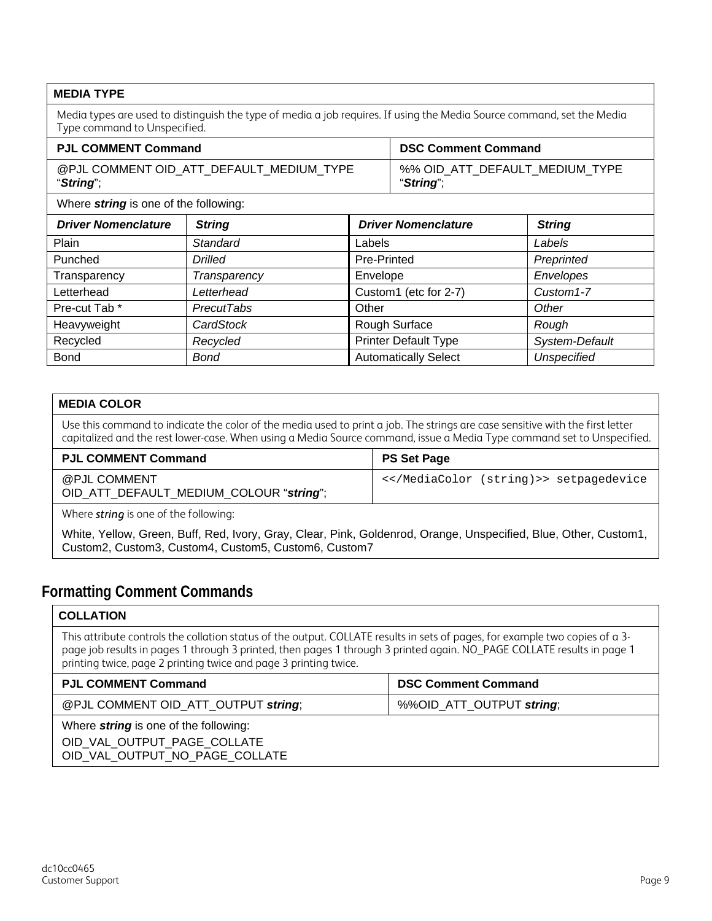**MEDIA TYPE**

Media types are used to distinguish the type of media a job requires. If using the Media Source command, set the Media Type command to Unspecified.

| PJL COMMENT Command | DSC Comment Command |
|---|---|
| @PJL COMMENT OID_ATT_DEFAULT_MEDIUM_TYPE "***String***"; | %% OID_ATT_DEFAULT_MEDIUM_TYPE "***String***"; |

Where ***string*** is one of the following:

| *Driver Nomenclature* | *String* | *Driver Nomenclature* | *String* |
|---|---|---|---|
| Plain | *Standard* | Labels | *Labels* |
| Punched | *Drilled* | Pre-Printed | *Preprinted* |
| Transparency | *Transparency* | Envelope | *Envelopes* |
| Letterhead | *Letterhead* | Custom1 (etc for 2-7) | *Custom1-7* |
| Pre-cut Tab * | *PrecutTabs* | Other | *Other* |
| Heavyweight | *CardStock* | Rough Surface | *Rough* |
| Recycled | *Recycled* | Printer Default Type | *System-Default* |
| Bond | *Bond* | Automatically Select | *Unspecified* |

**MEDIA COLOR**

Use this command to indicate the color of the media used to print a job. The strings are case sensitive with the first letter capitalized and the rest lower-case. When using a Media Source command, issue a Media Type command set to Unspecified.

| PJL COMMENT Command | PS Set Page |
|---|---|
| @PJL COMMENT OID_ATT_DEFAULT_MEDIUM_COLOUR "***string***"; | `<</MediaColor (string)>> setpagedevice` |

Where *string* is one of the following:

White, Yellow, Green, Buff, Red, Ivory, Gray, Clear, Pink, Goldenrod, Orange, Unspecified, Blue, Other, Custom1, Custom2, Custom3, Custom4, Custom5, Custom6, Custom7

## Formatting Comment Commands

**COLLATION**

This attribute controls the collation status of the output. COLLATE results in sets of pages, for example two copies of a 3-page job results in pages 1 through 3 printed, then pages 1 through 3 printed again. NO_PAGE COLLATE results in page 1 printing twice, page 2 printing twice and page 3 printing twice.

| PJL COMMENT Command | DSC Comment Command |
|---|---|
| @PJL COMMENT OID_ATT_OUTPUT ***string***; | %%OID_ATT_OUTPUT ***string***; |

Where ***string*** is one of the following:

OID_VAL_OUTPUT_PAGE_COLLATE
OID_VAL_OUTPUT_NO_PAGE_COLLATE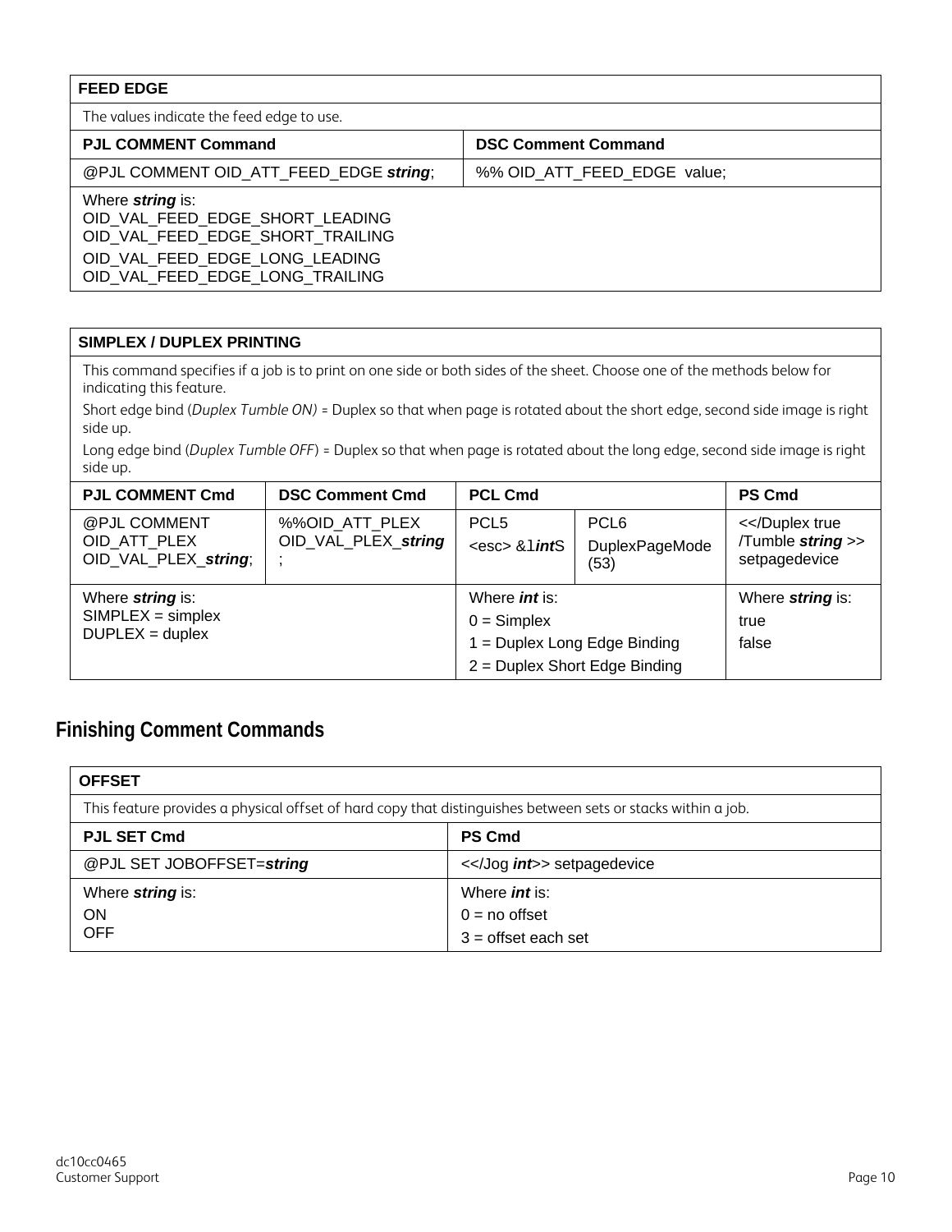| FEED EDGE | |
| --- | --- |
| The values indicate the feed edge to use. | |
| **PJL COMMENT Command** | **DSC Comment Command** |
| @PJL COMMENT OID_ATT_FEED_EDGE ***string***; | %% OID_ATT_FEED_EDGE value; |
| Where ***string*** is:<br>OID_VAL_FEED_EDGE_SHORT_LEADING<br>OID_VAL_FEED_EDGE_SHORT_TRAILING<br>OID_VAL_FEED_EDGE_LONG_LEADING<br>OID_VAL_FEED_EDGE_LONG_TRAILING | |

| SIMPLEX / DUPLEX PRINTING | | | | |
| --- | --- | --- | --- | --- |
| This command specifies if a job is to print on one side or both sides of the sheet. Choose one of the methods below for indicating this feature.<br>Short edge bind (*Duplex Tumble ON)* = Duplex so that when page is rotated about the short edge, second side image is right side up.<br>Long edge bind (*Duplex Tumble OFF*) = Duplex so that when page is rotated about the long edge, second side image is right side up. | | | | |
| **PJL COMMENT Cmd** | **DSC Comment Cmd** | **PCL Cmd** | | **PS Cmd** |
| @PJL COMMENT OID_ATT_PLEX OID_VAL_PLEX_***string***; | %%OID_ATT_PLEX OID_VAL_PLEX_***string*** ; | PCL5<br><esc> &l***int***S | PCL6<br>DuplexPageMode (53) | <</Duplex true /Tumble ***string*** >> setpagedevice |
| Where ***string*** is:<br>SIMPLEX = simplex<br>DUPLEX = duplex | | Where ***int*** is:<br>0 = Simplex<br>1 = Duplex Long Edge Binding<br>2 = Duplex Short Edge Binding | | Where ***string*** is:<br>true<br>false |

## Finishing Comment Commands

| OFFSET | |
| --- | --- |
| This feature provides a physical offset of hard copy that distinguishes between sets or stacks within a job. | |
| **PJL SET Cmd** | **PS Cmd** |
| @PJL SET JOBOFFSET=***string*** | <</Jog ***int***>> setpagedevice |
| Where ***string*** is:<br>ON<br>OFF | Where ***int*** is:<br>0 = no offset<br>3 = offset each set |

dc10cc0465
Customer Support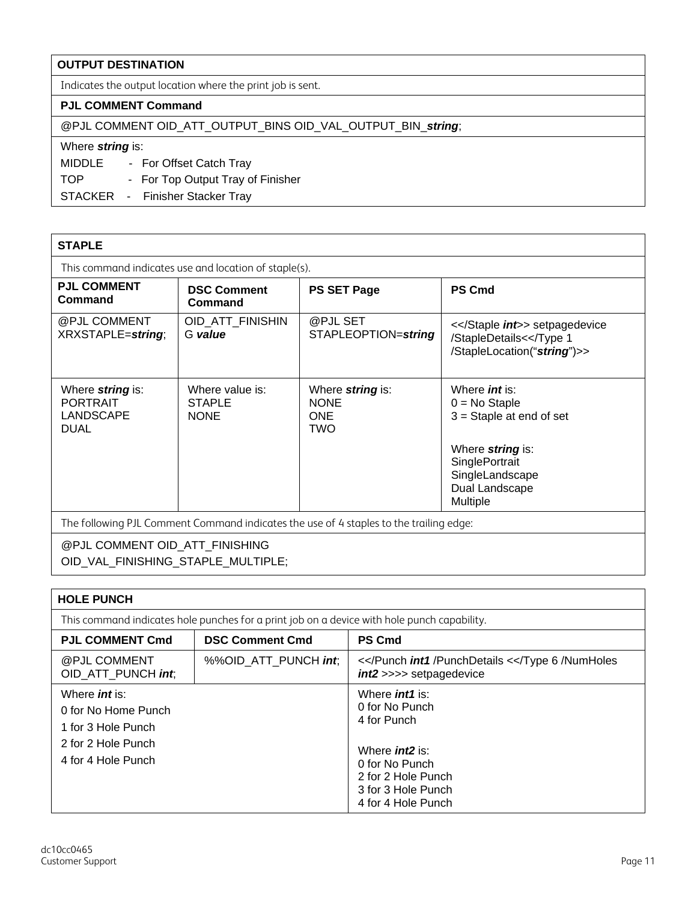| **OUTPUT DESTINATION** |
|---|
| Indicates the output location where the print job is sent. |
| **PJL COMMENT Command** |
| @PJL COMMENT OID_ATT_OUTPUT_BINS OID_VAL_OUTPUT_BIN_***string***; |
| Where ***string*** is:<br>MIDDLE - For Offset Catch Tray<br>TOP - For Top Output Tray of Finisher<br>STACKER - Finisher Stacker Tray |

| **STAPLE** | | | |
|---|---|---|---|
| This command indicates use and location of staple(s). | | | |
| **PJL COMMENT Command** | **DSC Comment Command** | **PS SET Page** | **PS Cmd** |
| @PJL COMMENT XRXSTAPLE=***string***; | OID_ATT_FINISHING ***value*** | @PJL SET STAPLEOPTION=***string*** | <</Staple ***int***>> setpagedevice /StapleDetails<</Type 1 /StapleLocation("***string***")>> |
| Where ***string*** is:<br>PORTRAIT<br>LANDSCAPE<br>DUAL | Where value is:<br>STAPLE<br>NONE | Where ***string*** is:<br>NONE<br>ONE<br>TWO | Where ***int*** is:<br>0 = No Staple<br>3 = Staple at end of set<br><br>Where ***string*** is:<br>SinglePortrait<br>SingleLandscape<br>Dual Landscape<br>Multiple |
| The following PJL Comment Command indicates the use of 4 staples to the trailing edge: | | | |
| @PJL COMMENT OID_ATT_FINISHING OID_VAL_FINISHING_STAPLE_MULTIPLE; | | | |

| **HOLE PUNCH** | | |
|---|---|---|
| This command indicates hole punches for a print job on a device with hole punch capability. | | |
| **PJL COMMENT Cmd** | **DSC Comment Cmd** | **PS Cmd** |
| @PJL COMMENT OID_ATT_PUNCH ***int***; | %%OID_ATT_PUNCH ***int***; | <</Punch ***int1*** /PunchDetails <</Type 6 /NumHoles ***int2*** >>>> setpagedevice |
| Where ***int*** is:<br>0 for No Home Punch<br>1 for 3 Hole Punch<br>2 for 2 Hole Punch<br>4 for 4 Hole Punch | | Where ***int1*** is:<br>0 for No Punch<br>4 for Punch<br><br>Where ***int2*** is:<br>0 for No Punch<br>2 for 2 Hole Punch<br>3 for 3 Hole Punch<br>4 for 4 Hole Punch |

dc10cc0465
Customer Support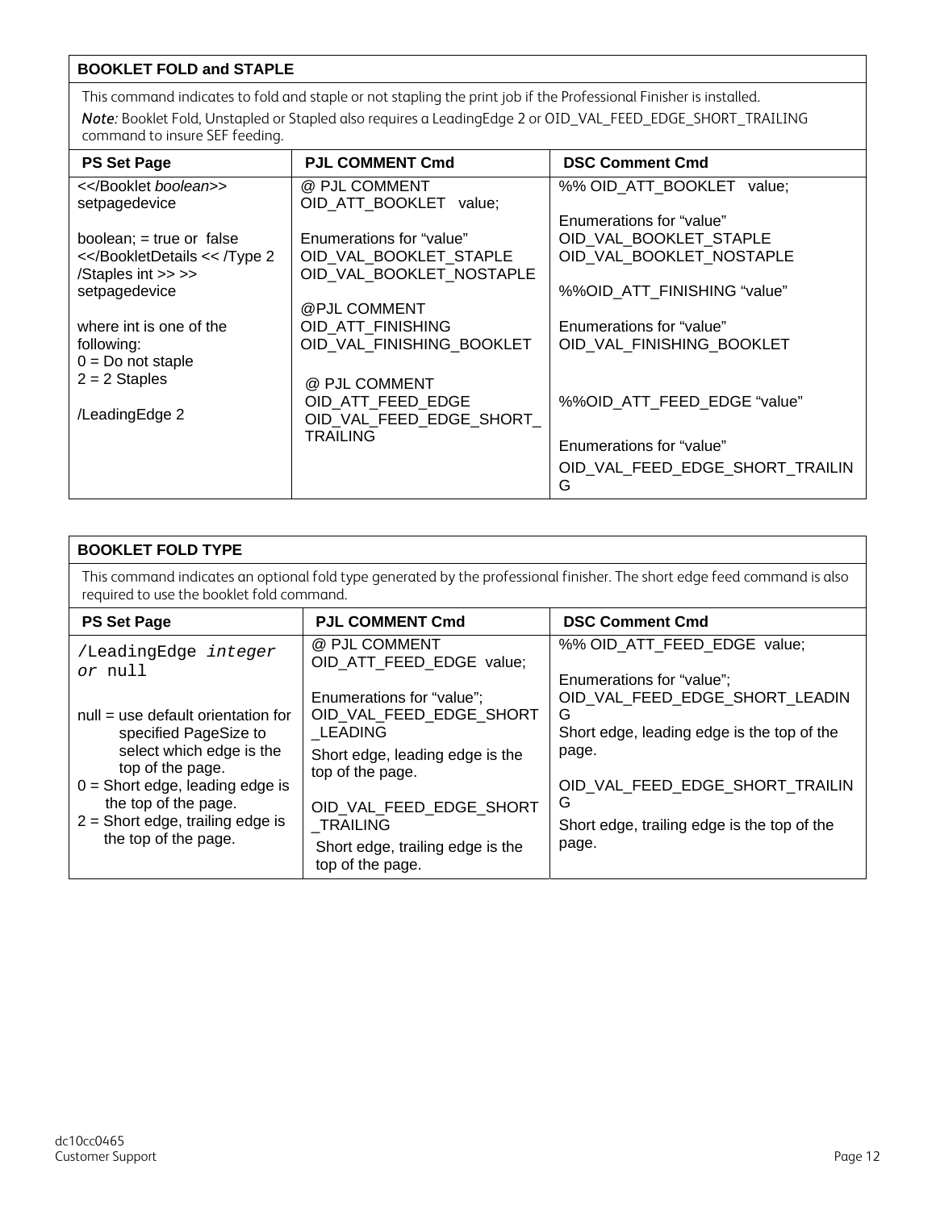## BOOKLET FOLD and STAPLE

This command indicates to fold and staple or not stapling the print job if the Professional Finisher is installed.

*Note:* Booklet Fold, Unstapled or Stapled also requires a LeadingEdge 2 or OID_VAL_FEED_EDGE_SHORT_TRAILING command to insure SEF feeding.

| PS Set Page | PJL COMMENT Cmd | DSC Comment Cmd |
|---|---|---|
| <</Booklet *boolean*>> setpagedevice<br><br>boolean; = true or false<br><</BookletDetails << /Type 2 /Staples int >> >> setpagedevice<br><br>where int is one of the following:<br>0 = Do not staple<br>2 = 2 Staples<br><br>/LeadingEdge 2 | @ PJL COMMENT OID_ATT_BOOKLET value;<br><br>Enumerations for “value”<br>OID_VAL_BOOKLET_STAPLE<br>OID_VAL_BOOKLET_NOSTAPLE<br><br>@PJL COMMENT OID_ATT_FINISHING OID_VAL_FINISHING_BOOKLET<br><br>@ PJL COMMENT OID_ATT_FEED_EDGE OID_VAL_FEED_EDGE_SHORT_TRAILING | %% OID_ATT_BOOKLET value;<br><br>Enumerations for “value”<br>OID_VAL_BOOKLET_STAPLE<br>OID_VAL_BOOKLET_NOSTAPLE<br><br>%%OID_ATT_FINISHING “value”<br><br>Enumerations for “value”<br>OID_VAL_FINISHING_BOOKLET<br><br>%%OID_ATT_FEED_EDGE “value”<br><br>Enumerations for “value”<br>OID_VAL_FEED_EDGE_SHORT_TRAILING |

## BOOKLET FOLD TYPE

This command indicates an optional fold type generated by the professional finisher. The short edge feed command is also required to use the booklet fold command.

| PS Set Page | PJL COMMENT Cmd | DSC Comment Cmd |
|---|---|---|
| `/LeadingEdge` *`integer or`* `null`<br><br>null = use default orientation for specified PageSize to select which edge is the top of the page.<br>0 = Short edge, leading edge is the top of the page.<br>2 = Short edge, trailing edge is the top of the page. | @ PJL COMMENT OID_ATT_FEED_EDGE value;<br><br>Enumerations for “value”;<br>OID_VAL_FEED_EDGE_SHORT_LEADING<br>Short edge, leading edge is the top of the page.<br><br>OID_VAL_FEED_EDGE_SHORT_TRAILING<br>Short edge, trailing edge is the top of the page. | %% OID_ATT_FEED_EDGE value;<br><br>Enumerations for “value”;<br>OID_VAL_FEED_EDGE_SHORT_LEADING<br>Short edge, leading edge is the top of the page.<br><br>OID_VAL_FEED_EDGE_SHORT_TRAILING<br>Short edge, trailing edge is the top of the page. |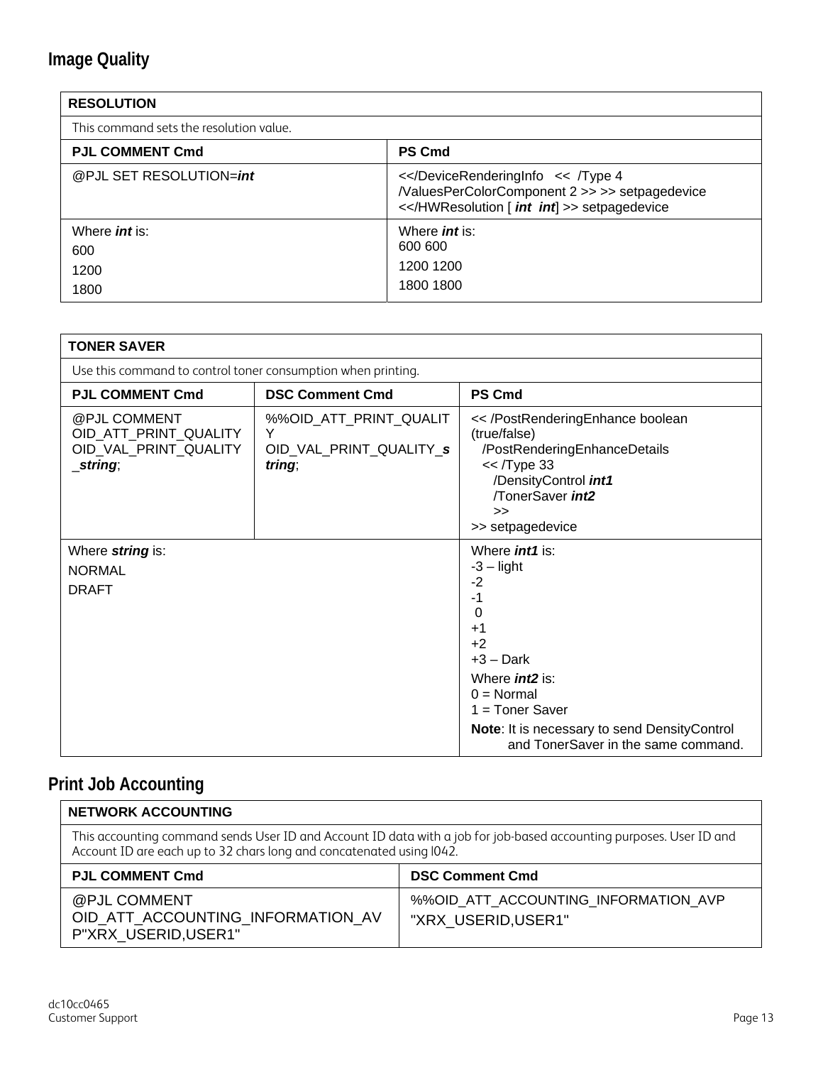## Image Quality

| RESOLUTION | |
|---|---|
| This command sets the resolution value. | |
| **PJL COMMENT Cmd** | **PS Cmd** |
| @PJL SET RESOLUTION=***int*** | <</DeviceRenderingInfo << /Type 4 /ValuesPerColorComponent 2 >> >> setpagedevice <</HWResolution [ ***int*** ***int***] >> setpagedevice |
| Where ***int*** is:<br>600<br>1200<br>1800 | Where ***int*** is:<br>600 600<br>1200 1200<br>1800 1800 |

| TONER SAVER | | |
|---|---|---|
| Use this command to control toner consumption when printing. | | |
| **PJL COMMENT Cmd** | **DSC Comment Cmd** | **PS Cmd** |
| @PJL COMMENT OID_ATT_PRINT_QUALITY OID_VAL_PRINT_QUALITY_***string***; | %%OID_ATT_PRINT_QUALITY OID_VAL_PRINT_QUALITY_***string***; | << /PostRenderingEnhance boolean (true/false)<br>/PostRenderingEnhanceDetails<br><< /Type 33<br>/DensityControl ***int1***<br>/TonerSaver ***int2***<br>>><br>>> setpagedevice |
| Where ***string*** is:<br>NORMAL<br>DRAFT | | Where ***int1*** is:<br>-3 – light<br>-2<br>-1<br>0<br>+1<br>+2<br>+3 – Dark<br>Where ***int2*** is:<br>0 = Normal<br>1 = Toner Saver<br>**Note**: It is necessary to send DensityControl and TonerSaver in the same command. |

## Print Job Accounting

| NETWORK ACCOUNTING | |
|---|---|
| This accounting command sends User ID and Account ID data with a job for job-based accounting purposes. User ID and Account ID are each up to 32 chars long and concatenated using \042. | |
| **PJL COMMENT Cmd** | **DSC Comment Cmd** |
| @PJL COMMENT OID_ATT_ACCOUNTING_INFORMATION_AVP"XRX_USERID,USER1" | %%OID_ATT_ACCOUNTING_INFORMATION_AVP "XRX_USERID,USER1" |

dc10cc0465
Customer Support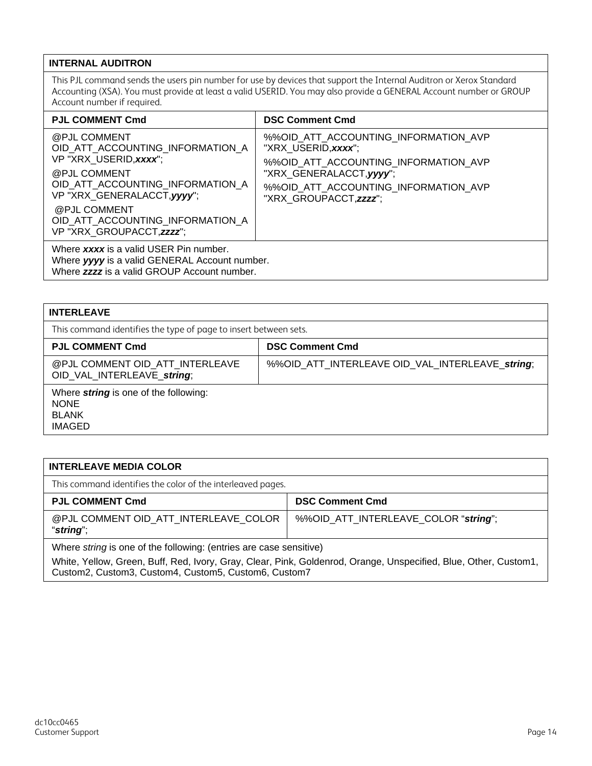| INTERNAL AUDITRON | |
|---|---|
| This PJL command sends the users pin number for use by devices that support the Internal Auditron or Xerox Standard Accounting (XSA). You must provide at least a valid USERID. You may also provide a GENERAL Account number or GROUP Account number if required. | |
| **PJL COMMENT Cmd** | **DSC Comment Cmd** |
| @PJL COMMENT OID_ATT_ACCOUNTING_INFORMATION_AVP "XRX_USERID,***xxxx***";<br>@PJL COMMENT OID_ATT_ACCOUNTING_INFORMATION_AVP "XRX_GENERALACCT,***yyyy***";<br>@PJL COMMENT OID_ATT_ACCOUNTING_INFORMATION_AVP "XRX_GROUPACCT,***zzzz***"; | %%OID_ATT_ACCOUNTING_INFORMATION_AVP "XRX_USERID,***xxxx***";<br>%%OID_ATT_ACCOUNTING_INFORMATION_AVP "XRX_GENERALACCT,***yyyy***";<br>%%OID_ATT_ACCOUNTING_INFORMATION_AVP "XRX_GROUPACCT,***zzzz***"; |
| Where ***xxxx*** is a valid USER Pin number.<br>Where ***yyyy*** is a valid GENERAL Account number.<br>Where ***zzzz*** is a valid GROUP Account number. | |

| INTERLEAVE | |
|---|---|
| This command identifies the type of page to insert between sets. | |
| **PJL COMMENT Cmd** | **DSC Comment Cmd** |
| @PJL COMMENT OID_ATT_INTERLEAVE OID_VAL_INTERLEAVE_***string***; | %%OID_ATT_INTERLEAVE OID_VAL_INTERLEAVE_***string***; |
| Where ***string*** is one of the following:<br>NONE<br>BLANK<br>IMAGED | |

| INTERLEAVE MEDIA COLOR | |
|---|---|
| This command identifies the color of the interleaved pages. | |
| **PJL COMMENT Cmd** | **DSC Comment Cmd** |
| @PJL COMMENT OID_ATT_INTERLEAVE_COLOR "***string***"; | %%OID_ATT_INTERLEAVE_COLOR "***string***"; |
| Where *string* is one of the following: (entries are case sensitive)<br>White, Yellow, Green, Buff, Red, Ivory, Gray, Clear, Pink, Goldenrod, Orange, Unspecified, Blue, Other, Custom1, Custom2, Custom3, Custom4, Custom5, Custom6, Custom7 | |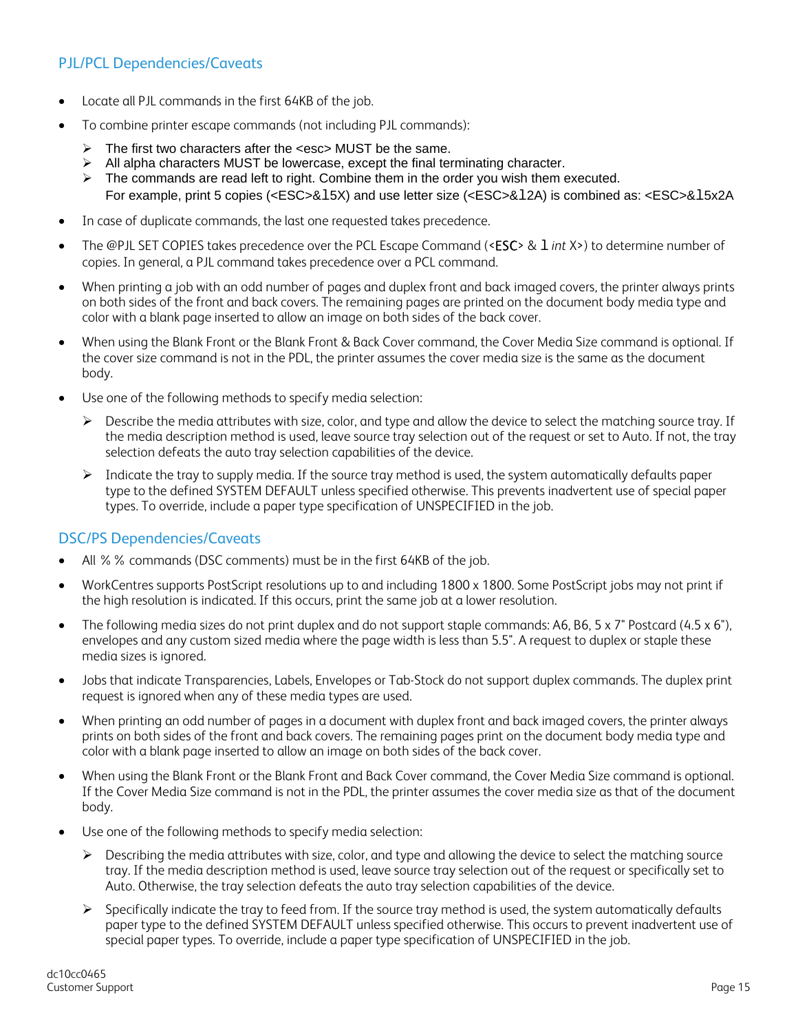## PJL/PCL Dependencies/Caveats

- Locate all PJL commands in the first 64KB of the job.
- To combine printer escape commands (not including PJL commands):
  - The first two characters after the <esc> MUST be the same.
  - All alpha characters MUST be lowercase, except the final terminating character.
  - The commands are read left to right. Combine them in the order you wish them executed. For example, print 5 copies (<ESC>&l5X) and use letter size (<ESC>&l2A) is combined as: <ESC>&l5x2A
- In case of duplicate commands, the last one requested takes precedence.
- The @PJL SET COPIES takes precedence over the PCL Escape Command (<ESC> & l *int* X>) to determine number of copies. In general, a PJL command takes precedence over a PCL command.
- When printing a job with an odd number of pages and duplex front and back imaged covers, the printer always prints on both sides of the front and back covers. The remaining pages are printed on the document body media type and color with a blank page inserted to allow an image on both sides of the back cover.
- When using the Blank Front or the Blank Front & Back Cover command, the Cover Media Size command is optional. If the cover size command is not in the PDL, the printer assumes the cover media size is the same as the document body.
- Use one of the following methods to specify media selection:
  - Describe the media attributes with size, color, and type and allow the device to select the matching source tray. If the media description method is used, leave source tray selection out of the request or set to Auto. If not, the tray selection defeats the auto tray selection capabilities of the device.
  - Indicate the tray to supply media. If the source tray method is used, the system automatically defaults paper type to the defined SYSTEM DEFAULT unless specified otherwise. This prevents inadvertent use of special paper types. To override, include a paper type specification of UNSPECIFIED in the job.

## DSC/PS Dependencies/Caveats

- All %% commands (DSC comments) must be in the first 64KB of the job.
- WorkCentres supports PostScript resolutions up to and including 1800 x 1800. Some PostScript jobs may not print if the high resolution is indicated. If this occurs, print the same job at a lower resolution.
- The following media sizes do not print duplex and do not support staple commands: A6, B6, 5 x 7" Postcard (4.5 x 6"), envelopes and any custom sized media where the page width is less than 5.5". A request to duplex or staple these media sizes is ignored.
- Jobs that indicate Transparencies, Labels, Envelopes or Tab-Stock do not support duplex commands. The duplex print request is ignored when any of these media types are used.
- When printing an odd number of pages in a document with duplex front and back imaged covers, the printer always prints on both sides of the front and back covers. The remaining pages print on the document body media type and color with a blank page inserted to allow an image on both sides of the back cover.
- When using the Blank Front or the Blank Front and Back Cover command, the Cover Media Size command is optional. If the Cover Media Size command is not in the PDL, the printer assumes the cover media size as that of the document body.
- Use one of the following methods to specify media selection:
  - Describing the media attributes with size, color, and type and allowing the device to select the matching source tray. If the media description method is used, leave source tray selection out of the request or specifically set to Auto. Otherwise, the tray selection defeats the auto tray selection capabilities of the device.
  - Specifically indicate the tray to feed from. If the source tray method is used, the system automatically defaults paper type to the defined SYSTEM DEFAULT unless specified otherwise. This occurs to prevent inadvertent use of special paper types. To override, include a paper type specification of UNSPECIFIED in the job.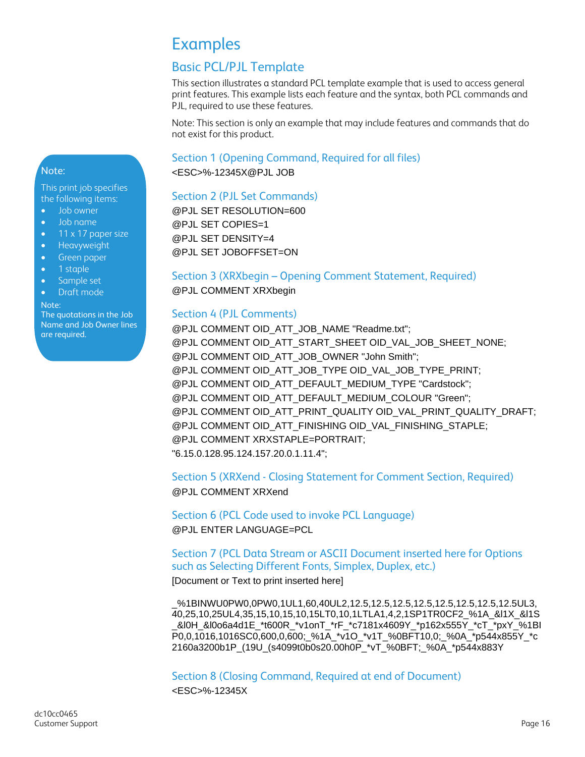# Examples

## Basic PCL/PJL Template

This section illustrates a standard PCL template example that is used to access general print features. This example lists each feature and the syntax, both PCL commands and PJL, required to use these features.

Note: This section is only an example that may include features and commands that do not exist for this product.

> **Note:**
>
> This print job specifies the following items:
>
> - Job owner
> - Job name
> - 11 x 17 paper size
> - Heavyweight
> - Green paper
> - 1 staple
> - Sample set
> - Draft mode
>
> Note:
> The quotations in the Job Name and Job Owner lines are required.

### Section 1 (Opening Command, Required for all files)

```
<ESC>%-12345X@PJL JOB
```

### Section 2 (PJL Set Commands)

```
@PJL SET RESOLUTION=600
@PJL SET COPIES=1
@PJL SET DENSITY=4
@PJL SET JOBOFFSET=ON
```

### Section 3 (XRXbegin – Opening Comment Statement, Required)

```
@PJL COMMENT XRXbegin
```

### Section 4 (PJL Comments)

```
@PJL COMMENT OID_ATT_JOB_NAME "Readme.txt";
@PJL COMMENT OID_ATT_START_SHEET OID_VAL_JOB_SHEET_NONE;
@PJL COMMENT OID_ATT_JOB_OWNER "John Smith";
@PJL COMMENT OID_ATT_JOB_TYPE OID_VAL_JOB_TYPE_PRINT;
@PJL COMMENT OID_ATT_DEFAULT_MEDIUM_TYPE "Cardstock";
@PJL COMMENT OID_ATT_DEFAULT_MEDIUM_COLOUR "Green";
@PJL COMMENT OID_ATT_PRINT_QUALITY OID_VAL_PRINT_QUALITY_DRAFT;
@PJL COMMENT OID_ATT_FINISHING OID_VAL_FINISHING_STAPLE;
@PJL COMMENT XRXSTAPLE=PORTRAIT;
"6.15.0.128.95.124.157.20.0.1.11.4";
```

### Section 5 (XRXend - Closing Statement for Comment Section, Required)

```
@PJL COMMENT XRXend
```

### Section 6 (PCL Code used to invoke PCL Language)

```
@PJL ENTER LANGUAGE=PCL
```

### Section 7 (PCL Data Stream or ASCII Document inserted here for Options such as Selecting Different Fonts, Simplex, Duplex, etc.)

[Document or Text to print inserted here]

```
_%1BINWU0PW0,0PW0,1UL1,60,40UL2,12.5,12.5,12.5,12.5,12.5,12.5,12.5,12.5UL3,
40,25,10,25UL4,35,15,10,15,10,15LT0,10,1LTLA1,4,2,1SP1TR0CF2_%1A_&l1X_&l1S
_&l0H_&l0o6a4d1E_*t600R_*v1onT_*rF_*c7181x4609Y_*p162x555Y_*cT_*pxY_%1BI
P0,0,1016,1016SC0,600,0,600;_%1A_*v1O_*v1T_%0BFT10,0;_%0A_*p544x855Y_*c
2160a3200b1P_(19U_(s4099t0b0s20.00h0P_*vT_%0BFT;_%0A_*p544x883Y
```

### Section 8 (Closing Command, Required at end of Document)

```
<ESC>%-12345X
```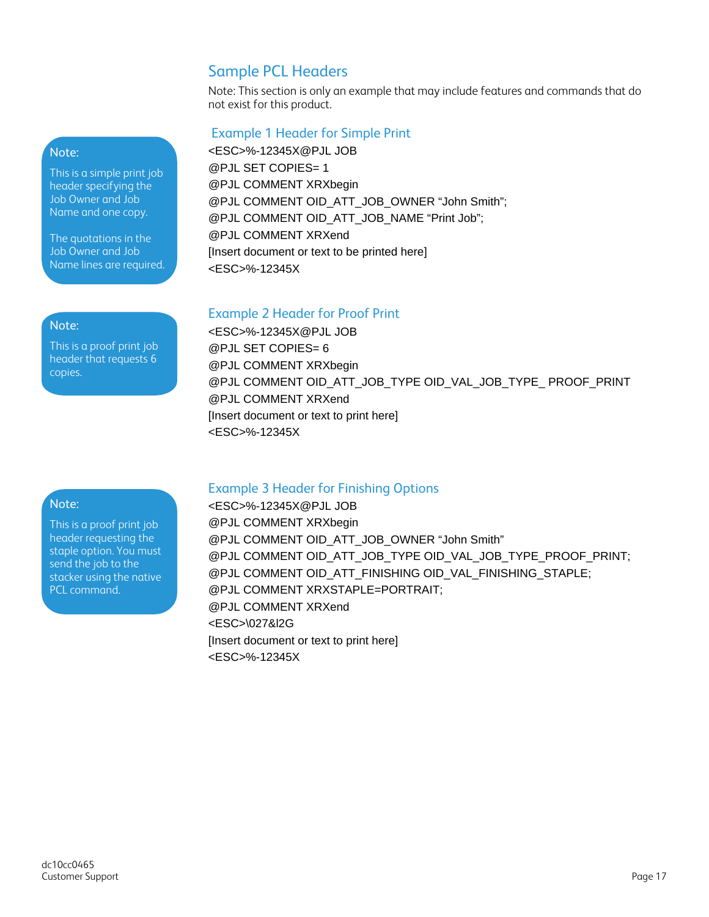## Sample PCL Headers

Note: This section is only an example that may include features and commands that do not exist for this product.

### Example 1 Header for Simple Print

> **Note:**
> This is a simple print job header specifying the Job Owner and Job Name and one copy.
>
> The quotations in the Job Owner and Job Name lines are required.

```
<ESC>%-12345X@PJL JOB
@PJL SET COPIES= 1
@PJL COMMENT XRXbegin
@PJL COMMENT OID_ATT_JOB_OWNER “John Smith”;
@PJL COMMENT OID_ATT_JOB_NAME “Print Job”;
@PJL COMMENT XRXend
[Insert document or text to be printed here]
<ESC>%-12345X
```

### Example 2 Header for Proof Print

> **Note:**
> This is a proof print job header that requests 6 copies.

```
<ESC>%-12345X@PJL JOB
@PJL SET COPIES= 6
@PJL COMMENT XRXbegin
@PJL COMMENT OID_ATT_JOB_TYPE OID_VAL_JOB_TYPE_ PROOF_PRINT
@PJL COMMENT XRXend
[Insert document or text to print here]
<ESC>%-12345X
```

### Example 3 Header for Finishing Options

> **Note:**
> This is a proof print job header requesting the staple option. You must send the job to the stacker using the native PCL command.

```
<ESC>%-12345X@PJL JOB
@PJL COMMENT XRXbegin
@PJL COMMENT OID_ATT_JOB_OWNER “John Smith”
@PJL COMMENT OID_ATT_JOB_TYPE OID_VAL_JOB_TYPE_PROOF_PRINT;
@PJL COMMENT OID_ATT_FINISHING OID_VAL_FINISHING_STAPLE;
@PJL COMMENT XRXSTAPLE=PORTRAIT;
@PJL COMMENT XRXend
<ESC>\027&l2G
[Insert document or text to print here]
<ESC>%-12345X
```

dc10cc0465
Customer Support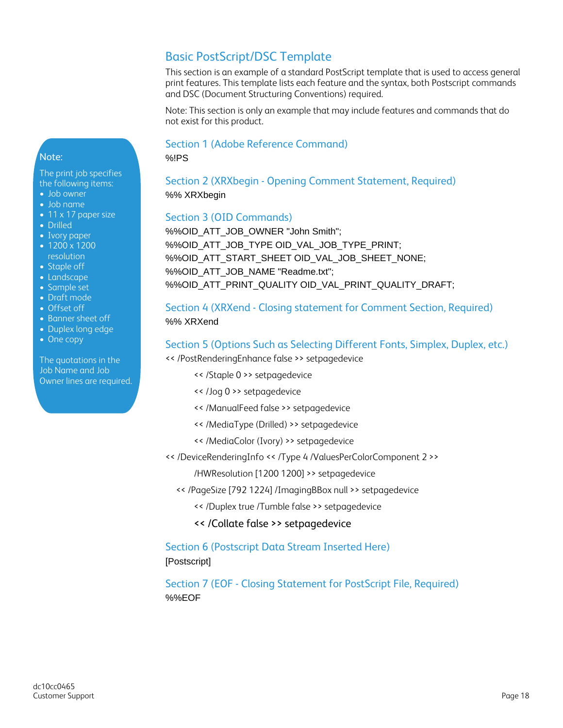## Basic PostScript/DSC Template

This section is an example of a standard PostScript template that is used to access general print features. This template lists each feature and the syntax, both Postscript commands and DSC (Document Structuring Conventions) required.

Note: This section is only an example that may include features and commands that do not exist for this product.

> **Note:**
>
> The print job specifies the following items:
>
> - Job owner
> - Job name
> - 11 x 17 paper size
> - Drilled
> - Ivory paper
> - 1200 x 1200 resolution
> - Staple off
> - Landscape
> - Sample set
> - Draft mode
> - Offset off
> - Banner sheet off
> - Duplex long edge
> - One copy
>
> The quotations in the Job Name and Job Owner lines are required.

### Section 1 (Adobe Reference Command)

```
%!PS
```

### Section 2 (XRXbegin - Opening Comment Statement, Required)

```
%% XRXbegin
```

### Section 3 (OID Commands)

```
%%OID_ATT_JOB_OWNER "John Smith";
%%OID_ATT_JOB_TYPE OID_VAL_JOB_TYPE_PRINT;
%%OID_ATT_START_SHEET OID_VAL_JOB_SHEET_NONE;
%%OID_ATT_JOB_NAME "Readme.txt";
%%OID_ATT_PRINT_QUALITY OID_VAL_PRINT_QUALITY_DRAFT;
```

### Section 4 (XRXend - Closing statement for Comment Section, Required)

```
%% XRXend
```

### Section 5 (Options Such as Selecting Different Fonts, Simplex, Duplex, etc.)

```
<< /PostRenderingEnhance false >> setpagedevice
    << /Staple 0 >> setpagedevice
    << /Jog 0 >> setpagedevice
    << /ManualFeed false >> setpagedevice
    << /MediaType (Drilled) >> setpagedevice
    << /MediaColor (Ivory) >> setpagedevice
<< /DeviceRenderingInfo << /Type 4 /ValuesPerColorComponent 2 >>
    /HWResolution [1200 1200] >> setpagedevice
  << /PageSize [792 1224] /ImagingBBox null >> setpagedevice
    << /Duplex true /Tumble false >> setpagedevice
    << /Collate false >> setpagedevice
```

### Section 6 (Postscript Data Stream Inserted Here)

```
[Postscript]
```

### Section 7 (EOF - Closing Statement for PostScript File, Required)

```
%%EOF
```

dc10cc0465
Customer Support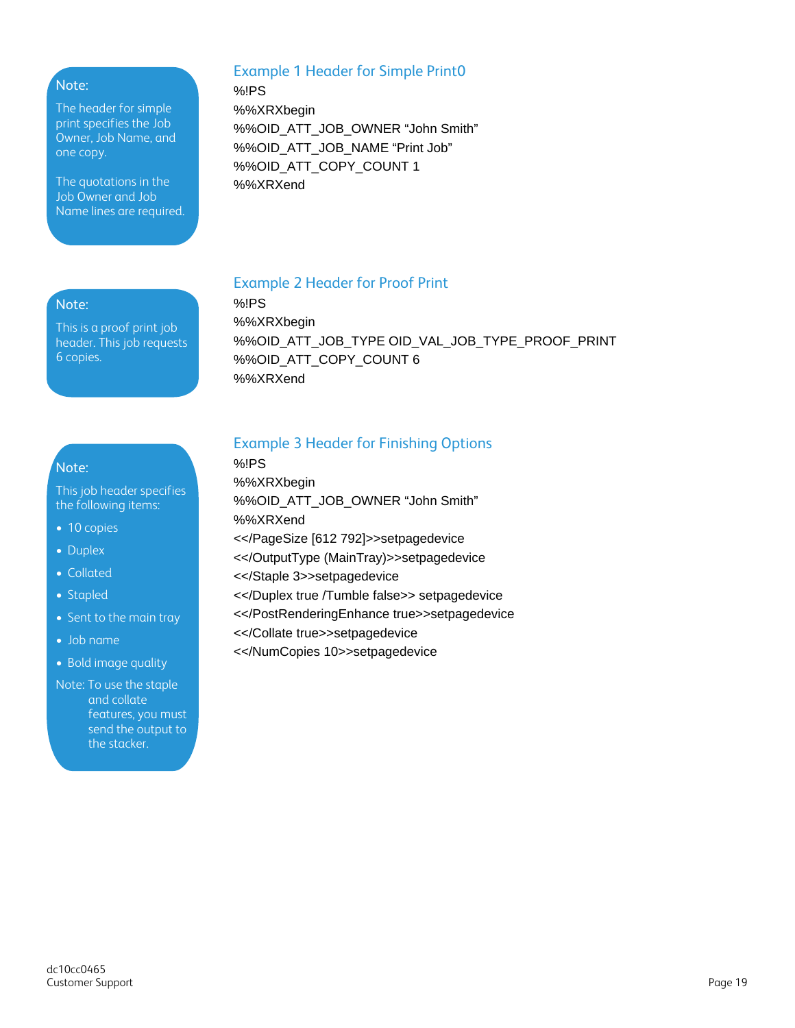## Example 1 Header for Simple Print0

> **Note:**
>
> The header for simple print specifies the Job Owner, Job Name, and one copy.
>
> The quotations in the Job Owner and Job Name lines are required.

```
%!PS
%%XRXbegin
%%OID_ATT_JOB_OWNER “John Smith”
%%OID_ATT_JOB_NAME “Print Job”
%%OID_ATT_COPY_COUNT 1
%%XRXend
```

## Example 2 Header for Proof Print

> **Note:**
>
> This is a proof print job header. This job requests 6 copies.

```
%!PS
%%XRXbegin
%%OID_ATT_JOB_TYPE OID_VAL_JOB_TYPE_PROOF_PRINT
%%OID_ATT_COPY_COUNT 6
%%XRXend
```

## Example 3 Header for Finishing Options

> **Note:**
>
> This job header specifies the following items:
>
> - 10 copies
> - Duplex
> - Collated
> - Stapled
> - Sent to the main tray
> - Job name
> - Bold image quality
>
> Note: To use the staple and collate features, you must send the output to the stacker.

```
%!PS
%%XRXbegin
%%OID_ATT_JOB_OWNER “John Smith”
%%XRXend
<</PageSize [612 792]>>setpagedevice
<</OutputType (MainTray)>>setpagedevice
<</Staple 3>>setpagedevice
<</Duplex true /Tumble false>> setpagedevice
<</PostRenderingEnhance true>>setpagedevice
<</Collate true>>setpagedevice
<</NumCopies 10>>setpagedevice
```

dc10cc0465
Customer Support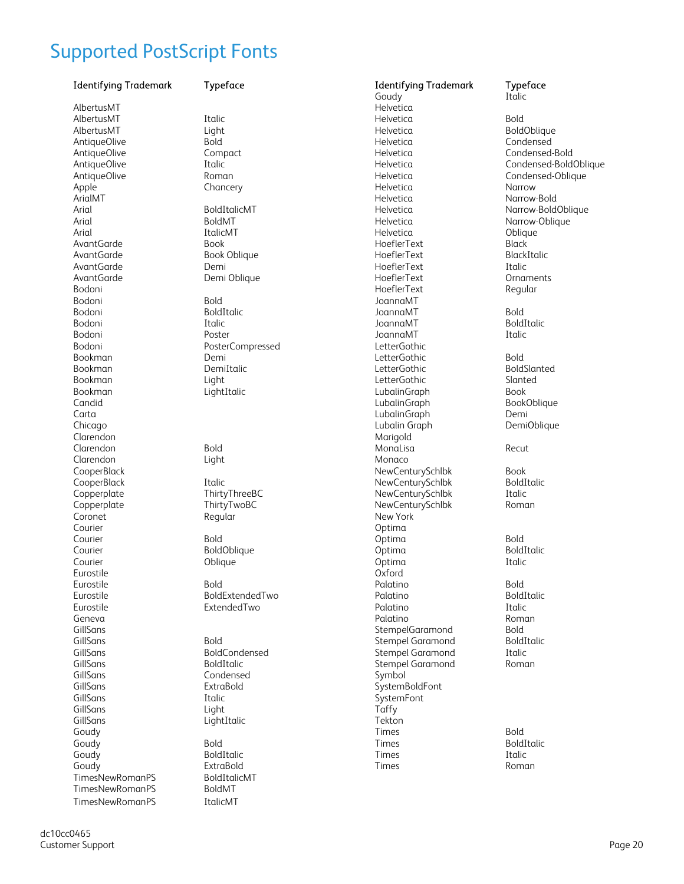# Supported PostScript Fonts

| Identifying Trademark | Typeface |
|---|---|
| AlbertusMT | |
| AlbertusMT | Italic |
| AlbertusMT | Light |
| AntiqueOlive | Bold |
| AntiqueOlive | Compact |
| AntiqueOlive | Italic |
| AntiqueOlive | Roman |
| Apple | Chancery |
| ArialMT | |
| Arial | BoldItalicMT |
| Arial | BoldMT |
| Arial | ItalicMT |
| AvantGarde | Book |
| AvantGarde | Book Oblique |
| AvantGarde | Demi |
| AvantGarde | Demi Oblique |
| Bodoni | |
| Bodoni | Bold |
| Bodoni | BoldItalic |
| Bodoni | Italic |
| Bodoni | Poster |
| Bodoni | PosterCompressed |
| Bookman | Demi |
| Bookman | DemiItalic |
| Bookman | Light |
| Bookman | LightItalic |
| Candid | |
| Carta | |
| Chicago | |
| Clarendon | |
| Clarendon | Bold |
| Clarendon | Light |
| CooperBlack | |
| CooperBlack | Italic |
| Copperplate | ThirtyThreeBC |
| Copperplate | ThirtyTwoBC |
| Coronet | Regular |
| Courier | |
| Courier | Bold |
| Courier | BoldOblique |
| Courier | Oblique |
| Eurostile | |
| Eurostile | Bold |
| Eurostile | BoldExtendedTwo |
| Eurostile | ExtendedTwo |
| Geneva | |
| GillSans | |
| GillSans | Bold |
| GillSans | BoldCondensed |
| GillSans | BoldItalic |
| GillSans | Condensed |
| GillSans | ExtraBold |
| GillSans | Italic |
| GillSans | Light |
| GillSans | LightItalic |
| Goudy | |
| Goudy | Bold |
| Goudy | BoldItalic |
| Goudy | ExtraBold |
| TimesNewRomanPS | BoldItalicMT |
| TimesNewRomanPS | BoldMT |
| TimesNewRomanPS | ItalicMT |
| Goudy | Italic |
| Helvetica | |
| Helvetica | Bold |
| Helvetica | BoldOblique |
| Helvetica | Condensed |
| Helvetica | Condensed-Bold |
| Helvetica | Condensed-BoldOblique |
| Helvetica | Condensed-Oblique |
| Helvetica | Narrow |
| Helvetica | Narrow-Bold |
| Helvetica | Narrow-BoldOblique |
| Helvetica | Narrow-Oblique |
| Helvetica | Oblique |
| HoeflerText | Black |
| HoeflerText | BlackItalic |
| HoeflerText | Italic |
| HoeflerText | Ornaments |
| HoeflerText | Regular |
| JoannaMT | |
| JoannaMT | Bold |
| JoannaMT | BoldItalic |
| JoannaMT | Italic |
| LetterGothic | |
| LetterGothic | Bold |
| LetterGothic | BoldSlanted |
| LetterGothic | Slanted |
| LubalinGraph | Book |
| LubalinGraph | BookOblique |
| LubalinGraph | Demi |
| Lubalin Graph | DemiOblique |
| Marigold | |
| MonaLisa | Recut |
| Monaco | |
| NewCenturySchlbk | Book |
| NewCenturySchlbk | BoldItalic |
| NewCenturySchlbk | Italic |
| NewCenturySchlbk | Roman |
| New York | |
| Optima | |
| Optima | Bold |
| Optima | BoldItalic |
| Optima | Italic |
| Oxford | |
| Palatino | Bold |
| Palatino | BoldItalic |
| Palatino | Italic |
| Palatino | Roman |
| StempelGaramond | Bold |
| Stempel Garamond | BoldItalic |
| Stempel Garamond | Italic |
| Stempel Garamond | Roman |
| Symbol | |
| SystemBoldFont | |
| SystemFont | |
| Taffy | |
| Tekton | |
| Times | Bold |
| Times | BoldItalic |
| Times | Italic |
| Times | Roman |

dc10cc0465
Customer Support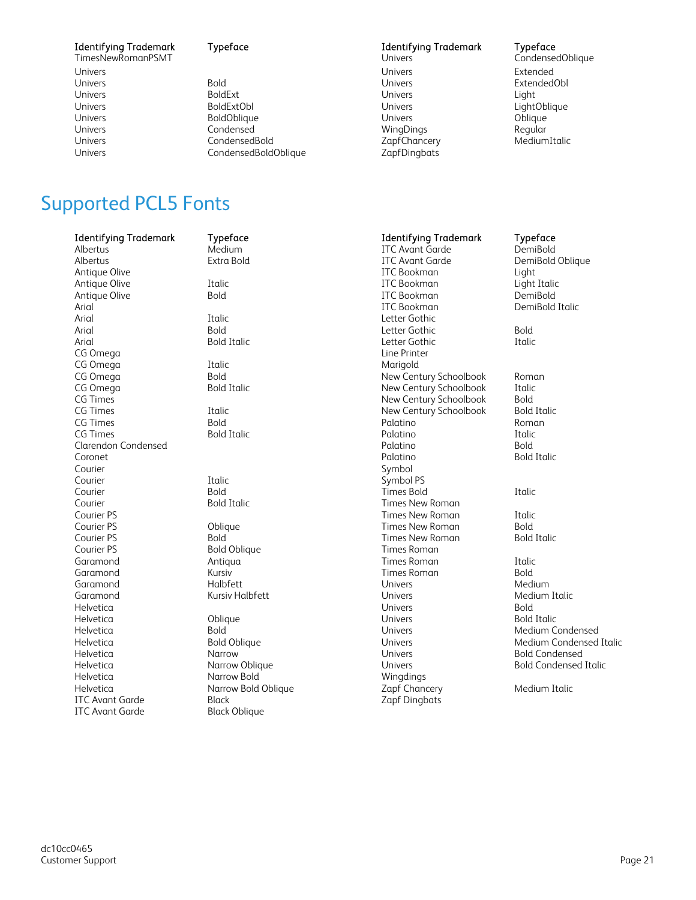| Identifying Trademark | Typeface |
| --- | --- |
| TimesNewRomanPSMT | |
| Univers | |
| Univers | Bold |
| Univers | BoldExt |
| Univers | BoldExtObl |
| Univers | BoldOblique |
| Univers | Condensed |
| Univers | CondensedBold |
| Univers | CondensedBoldOblique |
| Univers | CondensedOblique |
| Univers | Extended |
| Univers | ExtendedObl |
| Univers | Light |
| Univers | LightOblique |
| Univers | Oblique |
| WingDings | Regular |
| ZapfChancery | MediumItalic |
| ZapfDingbats | |

# Supported PCL5 Fonts

| Identifying Trademark | Typeface |
| --- | --- |
| Albertus | Medium |
| Albertus | Extra Bold |
| Antique Olive | |
| Antique Olive | Italic |
| Antique Olive | Bold |
| Arial | |
| Arial | Italic |
| Arial | Bold |
| Arial | Bold Italic |
| CG Omega | |
| CG Omega | Italic |
| CG Omega | Bold |
| CG Omega | Bold Italic |
| CG Times | |
| CG Times | Italic |
| CG Times | Bold |
| CG Times | Bold Italic |
| Clarendon Condensed | |
| Coronet | |
| Courier | |
| Courier | Italic |
| Courier | Bold |
| Courier | Bold Italic |
| Courier PS | |
| Courier PS | Oblique |
| Courier PS | Bold |
| Courier PS | Bold Oblique |
| Garamond | Antiqua |
| Garamond | Kursiv |
| Garamond | Halbfett |
| Garamond | Kursiv Halbfett |
| Helvetica | |
| Helvetica | Oblique |
| Helvetica | Bold |
| Helvetica | Bold Oblique |
| Helvetica | Narrow |
| Helvetica | Narrow Oblique |
| Helvetica | Narrow Bold |
| Helvetica | Narrow Bold Oblique |
| ITC Avant Garde | Black |
| ITC Avant Garde | Black Oblique |
| ITC Avant Garde | DemiBold |
| ITC Avant Garde | DemiBold Oblique |
| ITC Bookman | Light |
| ITC Bookman | Light Italic |
| ITC Bookman | DemiBold |
| ITC Bookman | DemiBold Italic |
| Letter Gothic | |
| Letter Gothic | Bold |
| Letter Gothic | Italic |
| Line Printer | |
| Marigold | |
| New Century Schoolbook | Roman |
| New Century Schoolbook | Italic |
| New Century Schoolbook | Bold |
| New Century Schoolbook | Bold Italic |
| Palatino | Roman |
| Palatino | Italic |
| Palatino | Bold |
| Palatino | Bold Italic |
| Symbol | |
| Symbol PS | |
| Times Bold | Italic |
| Times New Roman | |
| Times New Roman | Italic |
| Times New Roman | Bold |
| Times New Roman | Bold Italic |
| Times Roman | |
| Times Roman | Italic |
| Times Roman | Bold |
| Univers | Medium |
| Univers | Medium Italic |
| Univers | Bold |
| Univers | Bold Italic |
| Univers | Medium Condensed |
| Univers | Medium Condensed Italic |
| Univers | Bold Condensed |
| Univers | Bold Condensed Italic |
| Wingdings | |
| Zapf Chancery | Medium Italic |
| Zapf Dingbats | |

dc10cc0465
Customer Support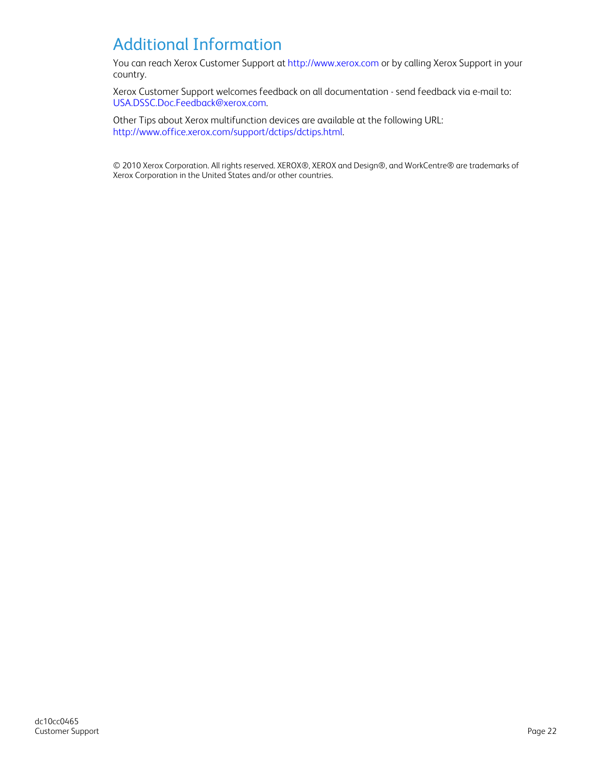# Additional Information

You can reach Xerox Customer Support at http://www.xerox.com or by calling Xerox Support in your country.

Xerox Customer Support welcomes feedback on all documentation - send feedback via e-mail to: USA.DSSC.Doc.Feedback@xerox.com.

Other Tips about Xerox multifunction devices are available at the following URL: http://www.office.xerox.com/support/dctips/dctips.html.

© 2010 Xerox Corporation. All rights reserved. XEROX®, XEROX and Design®, and WorkCentre® are trademarks of Xerox Corporation in the United States and/or other countries.